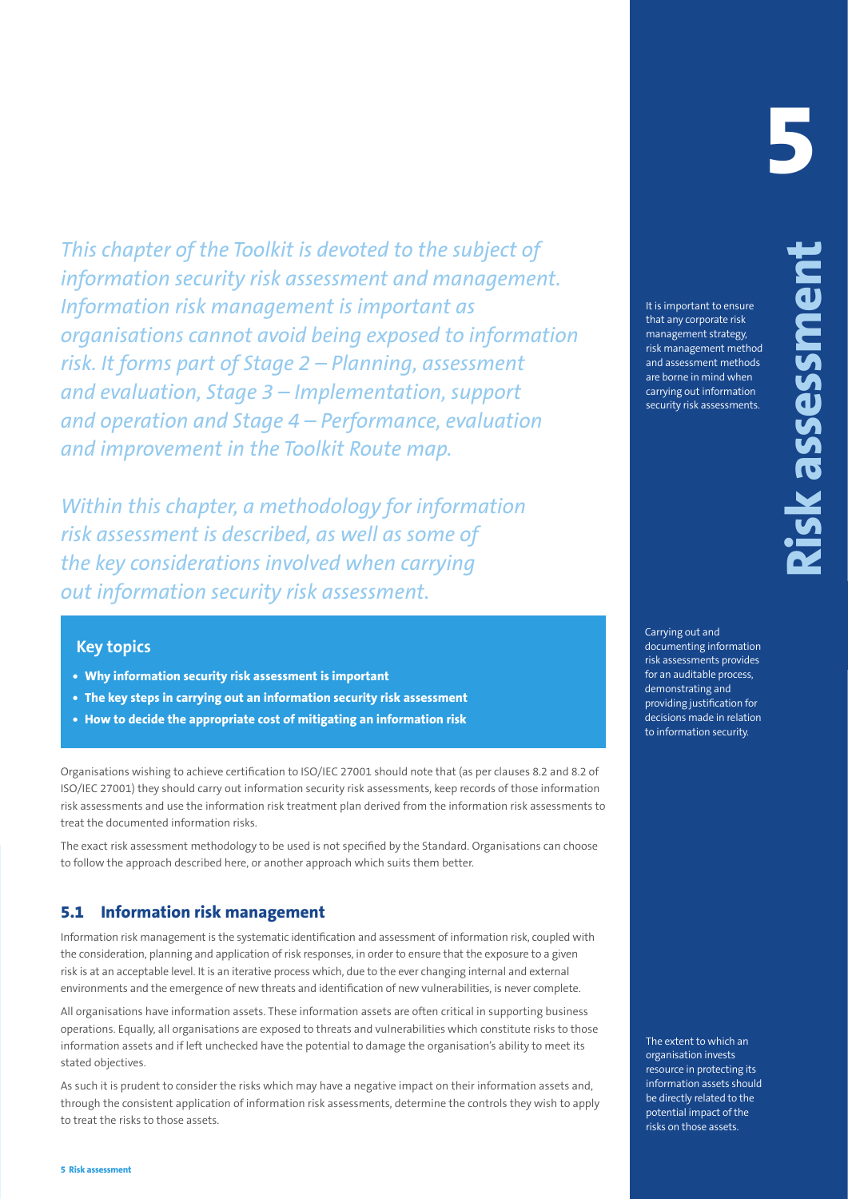# 5 Risk assessment

*This chapter of the Toolkit is devoted to the subject of information security risk assessment and management. Information risk management is important as organisations cannot avoid being exposed to information risk. It forms part of Stage 2 – Planning, assessment and evaluation, Stage 3 – Implementation, support and operation and Stage 4 – Performance, evaluation and improvement in the Toolkit Route map.*

*Within this chapter, a methodology for information risk assessment is described, as well as some of the key considerations involved when carrying out information security risk assessment.*

It is important to ensure that any corporate risk management strategy, risk management method and assessment methods are borne in mind when carrying out information security risk assessments.

### Key topics

- **Why information security risk assessment is important**
- **The key steps in carrying out an information security risk assessment**
- **How to decide the appropriate cost of mitigating an information risk**

Carrying out and documenting information risk assessments provides for an auditable process, demonstrating and providing justification for decisions made in relation to information security.

Organisations wishing to achieve certification to ISO/IEC 27001 should note that (as per clauses 8.2 and 8.2 of ISO/IEC 27001) they should carry out information security risk assessments, keep records of those information risk assessments and use the information risk treatment plan derived from the information risk assessments to treat the documented information risks.

The exact risk assessment methodology to be used is not specified by the Standard. Organisations can choose to follow the approach described here, or another approach which suits them better.

## 5.1 Information risk management

Information risk management is the systematic identification and assessment of information risk, coupled with the consideration, planning and application of risk responses, in order to ensure that the exposure to a given risk is at an acceptable level. It is an iterative process which, due to the ever changing internal and external environments and the emergence of new threats and identification of new vulnerabilities, is never complete.

All organisations have information assets. These information assets are often critical in supporting business operations. Equally, all organisations are exposed to threats and vulnerabilities which constitute risks to those information assets and if left unchecked have the potential to damage the organisation's ability to meet its stated objectives.

As such it is prudent to consider the risks which may have a negative impact on their information assets and, through the consistent application of information risk assessments, determine the controls they wish to apply to treat the risks to those assets.

The extent to which an organisation invests resource in protecting its information assets should be directly related to the potential impact of the risks on those assets.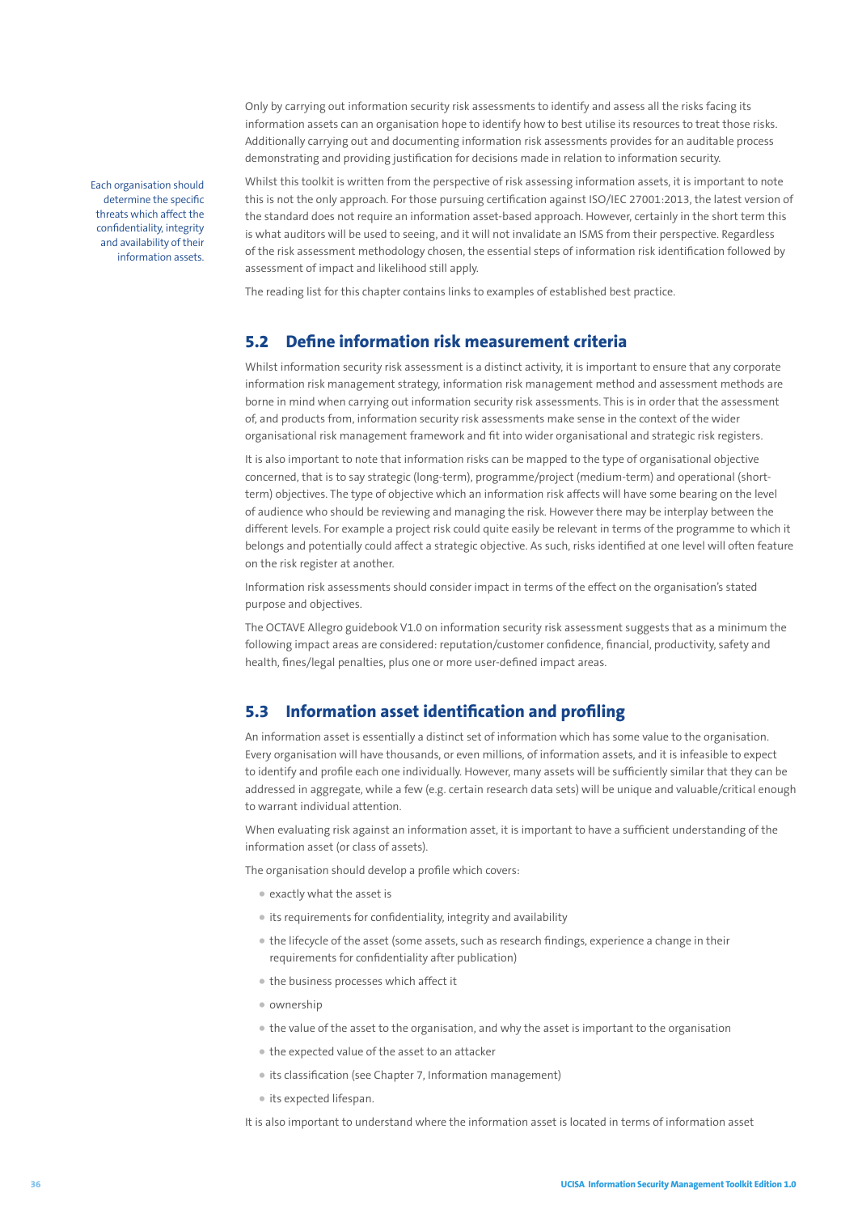Only by carrying out information security risk assessments to identify and assess all the risks facing its information assets can an organisation hope to identify how to best utilise its resources to treat those risks. Additionally carrying out and documenting information risk assessments provides for an auditable process demonstrating and providing justification for decisions made in relation to information security.

Each organisation should determine the specific threats which affect the confidentiality, integrity and availability of their information assets.

Whilst this toolkit is written from the perspective of risk assessing information assets, it is important to note this is not the only approach. For those pursuing certification against ISO/IEC 27001:2013, the latest version of the standard does not require an information asset-based approach. However, certainly in the short term this is what auditors will be used to seeing, and it will not invalidate an ISMS from their perspective. Regardless of the risk assessment methodology chosen, the essential steps of information risk identification followed by assessment of impact and likelihood still apply.

The reading list for this chapter contains links to examples of established best practice.

## 5.2 Define information risk measurement criteria

Whilst information security risk assessment is a distinct activity, it is important to ensure that any corporate information risk management strategy, information risk management method and assessment methods are borne in mind when carrying out information security risk assessments. This is in order that the assessment of, and products from, information security risk assessments make sense in the context of the wider organisational risk management framework and fit into wider organisational and strategic risk registers.

It is also important to note that information risks can be mapped to the type of organisational objective concerned, that is to say strategic (long-term), programme/project (medium-term) and operational (short-term) objectives. The type of objective which an information risk affects will have some bearing on the level of audience who should be reviewing and managing the risk. However there may be interplay between the different levels. For example a project risk could quite easily be relevant in terms of the programme to which it belongs and potentially could affect a strategic objective. As such, risks identified at one level will often feature on the risk register at another.

Information risk assessments should consider impact in terms of the effect on the organisation's stated purpose and objectives.

The OCTAVE Allegro guidebook V1.0 on information security risk assessment suggests that as a minimum the following impact areas are considered: reputation/customer confidence, financial, productivity, safety and health, fines/legal penalties, plus one or more user-defined impact areas.

## 5.3 Information asset identification and profiling

An information asset is essentially a distinct set of information which has some value to the organisation. Every organisation will have thousands, or even millions, of information assets, and it is infeasible to expect to identify and profile each one individually. However, many assets will be sufficiently similar that they can be addressed in aggregate, while a few (e.g. certain research data sets) will be unique and valuable/critical enough to warrant individual attention.

When evaluating risk against an information asset, it is important to have a sufficient understanding of the information asset (or class of assets).

The organisation should develop a profile which covers:

- exactly what the asset is
- its requirements for confidentiality, integrity and availability
- the lifecycle of the asset (some assets, such as research findings, experience a change in their requirements for confidentiality after publication)
- the business processes which affect it
- ownership
- the value of the asset to the organisation, and why the asset is important to the organisation
- the expected value of the asset to an attacker
- its classification (see Chapter 7, Information management)
- its expected lifespan.

It is also important to understand where the information asset is located in terms of information asset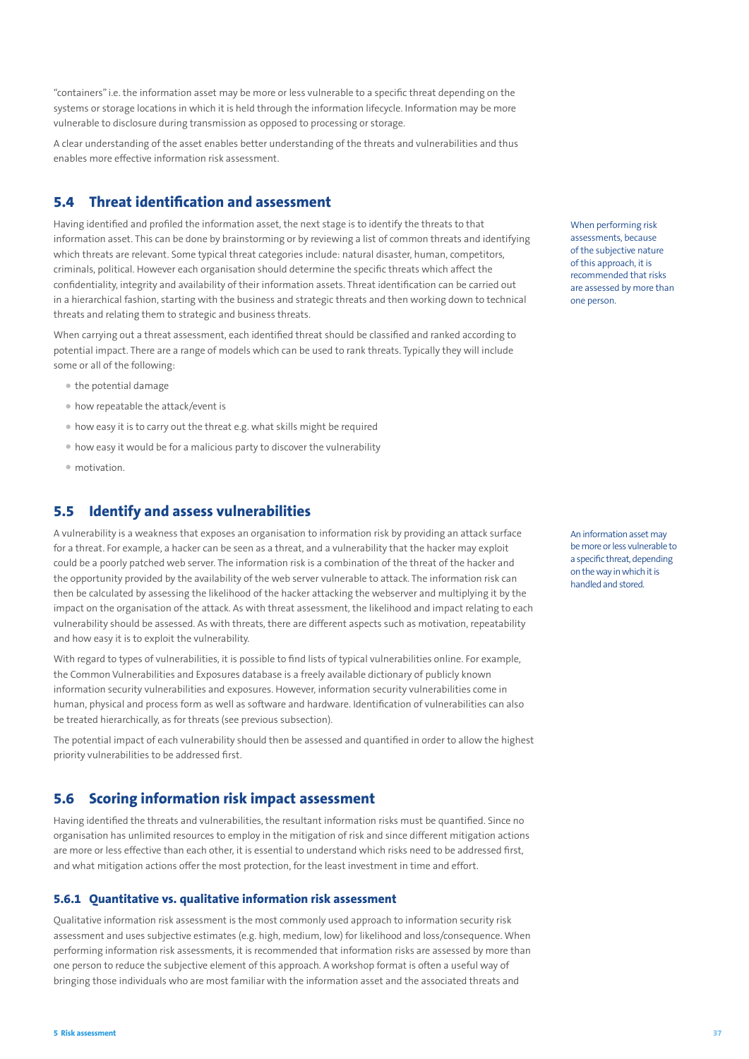"containers" i.e. the information asset may be more or less vulnerable to a specific threat depending on the systems or storage locations in which it is held through the information lifecycle. Information may be more vulnerable to disclosure during transmission as opposed to processing or storage.

A clear understanding of the asset enables better understanding of the threats and vulnerabilities and thus enables more effective information risk assessment.

## 5.4 Threat identification and assessment

Having identified and profiled the information asset, the next stage is to identify the threats to that information asset. This can be done by brainstorming or by reviewing a list of common threats and identifying which threats are relevant. Some typical threat categories include: natural disaster, human, competitors, criminals, political. However each organisation should determine the specific threats which affect the confidentiality, integrity and availability of their information assets. Threat identification can be carried out in a hierarchical fashion, starting with the business and strategic threats and then working down to technical threats and relating them to strategic and business threats.

When performing risk assessments, because of the subjective nature of this approach, it is recommended that risks are assessed by more than one person.

When carrying out a threat assessment, each identified threat should be classified and ranked according to potential impact. There are a range of models which can be used to rank threats. Typically they will include some or all of the following:

- the potential damage
- how repeatable the attack/event is
- how easy it is to carry out the threat e.g. what skills might be required
- how easy it would be for a malicious party to discover the vulnerability
- motivation.

## 5.5 Identify and assess vulnerabilities

A vulnerability is a weakness that exposes an organisation to information risk by providing an attack surface for a threat. For example, a hacker can be seen as a threat, and a vulnerability that the hacker may exploit could be a poorly patched web server. The information risk is a combination of the threat of the hacker and the opportunity provided by the availability of the web server vulnerable to attack. The information risk can then be calculated by assessing the likelihood of the hacker attacking the webserver and multiplying it by the impact on the organisation of the attack. As with threat assessment, the likelihood and impact relating to each vulnerability should be assessed. As with threats, there are different aspects such as motivation, repeatability and how easy it is to exploit the vulnerability.

An information asset may be more or less vulnerable to a specific threat, depending on the way in which it is handled and stored.

With regard to types of vulnerabilities, it is possible to find lists of typical vulnerabilities online. For example, the Common Vulnerabilities and Exposures database is a freely available dictionary of publicly known information security vulnerabilities and exposures. However, information security vulnerabilities come in human, physical and process form as well as software and hardware. Identification of vulnerabilities can also be treated hierarchically, as for threats (see previous subsection).

The potential impact of each vulnerability should then be assessed and quantified in order to allow the highest priority vulnerabilities to be addressed first.

## 5.6 Scoring information risk impact assessment

Having identified the threats and vulnerabilities, the resultant information risks must be quantified. Since no organisation has unlimited resources to employ in the mitigation of risk and since different mitigation actions are more or less effective than each other, it is essential to understand which risks need to be addressed first, and what mitigation actions offer the most protection, for the least investment in time and effort.

### 5.6.1 Quantitative vs. qualitative information risk assessment

Qualitative information risk assessment is the most commonly used approach to information security risk assessment and uses subjective estimates (e.g. high, medium, low) for likelihood and loss/consequence. When performing information risk assessments, it is recommended that information risks are assessed by more than one person to reduce the subjective element of this approach. A workshop format is often a useful way of bringing those individuals who are most familiar with the information asset and the associated threats and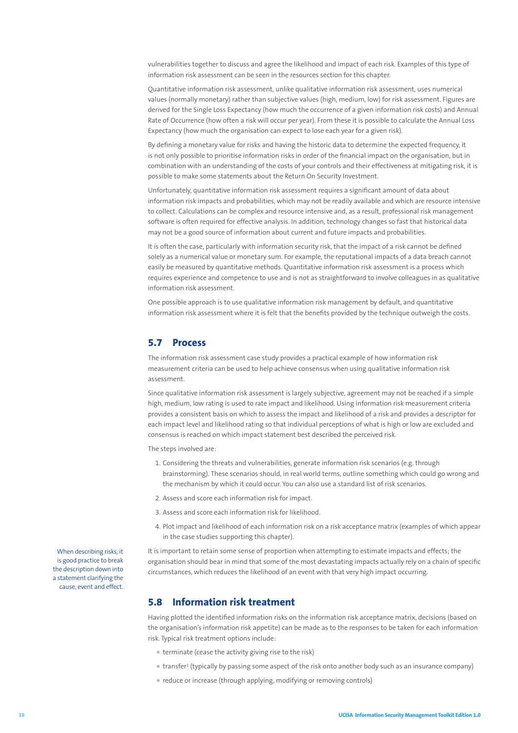vulnerabilities together to discuss and agree the likelihood and impact of each risk. Examples of this type of information risk assessment can be seen in the resources section for this chapter.

Quantitative information risk assessment, unlike qualitative information risk assessment, uses numerical values (normally monetary) rather than subjective values (high, medium, low) for risk assessment. Figures are derived for the Single Loss Expectancy (how much the occurrence of a given information risk costs) and Annual Rate of Occurrence (how often a risk will occur per year). From these it is possible to calculate the Annual Loss Expectancy (how much the organisation can expect to lose each year for a given risk).

By defining a monetary value for risks and having the historic data to determine the expected frequency, it is not only possible to prioritise information risks in order of the financial impact on the organisation, but in combination with an understanding of the costs of your controls and their effectiveness at mitigating risk, it is possible to make some statements about the Return On Security Investment.

Unfortunately, quantitative information risk assessment requires a significant amount of data about information risk impacts and probabilities, which may not be readily available and which are resource intensive to collect. Calculations can be complex and resource intensive and, as a result, professional risk management software is often required for effective analysis. In addition, technology changes so fast that historical data may not be a good source of information about current and future impacts and probabilities.

It is often the case, particularly with information security risk, that the impact of a risk cannot be defined solely as a numerical value or monetary sum. For example, the reputational impacts of a data breach cannot easily be measured by quantitative methods. Quantitative information risk assessment is a process which requires experience and competence to use and is not as straightforward to involve colleagues in as qualitative information risk assessment.

One possible approach is to use qualitative information risk management by default, and quantitative information risk assessment where it is felt that the benefits provided by the technique outweigh the costs.

## 5.7 Process

The information risk assessment case study provides a practical example of how information risk measurement criteria can be used to help achieve consensus when using qualitative information risk assessment.

Since qualitative information risk assessment is largely subjective, agreement may not be reached if a simple high, medium, low rating is used to rate impact and likelihood. Using information risk measurement criteria provides a consistent basis on which to assess the impact and likelihood of a risk and provides a descriptor for each impact level and likelihood rating so that individual perceptions of what is high or low are excluded and consensus is reached on which impact statement best described the perceived risk.

The steps involved are:

1. Considering the threats and vulnerabilities, generate information risk scenarios (e.g. through brainstorming). These scenarios should, in real world terms, outline something which could go wrong and the mechanism by which it could occur. You can also use a standard list of risk scenarios.
2. Assess and score each information risk for impact.
3. Assess and score each information risk for likelihood.
4. Plot impact and likelihood of each information risk on a risk acceptance matrix (examples of which appear in the case studies supporting this chapter).

When describing risks, it is good practice to break the description down into a statement clarifying the cause, event and effect.

It is important to retain some sense of proportion when attempting to estimate impacts and effects; the organisation should bear in mind that some of the most devastating impacts actually rely on a chain of specific circumstances, which reduces the likelihood of an event with that very high impact occurring.

## 5.8 Information risk treatment

Having plotted the identified information risks on the information risk acceptance matrix, decisions (based on the organisation's information risk appetite) can be made as to the responses to be taken for each information risk. Typical risk treatment options include:

- terminate (cease the activity giving rise to the risk)
- transfer[1] (typically by passing some aspect of the risk onto another body such as an insurance company)
- reduce or increase (through applying, modifying or removing controls)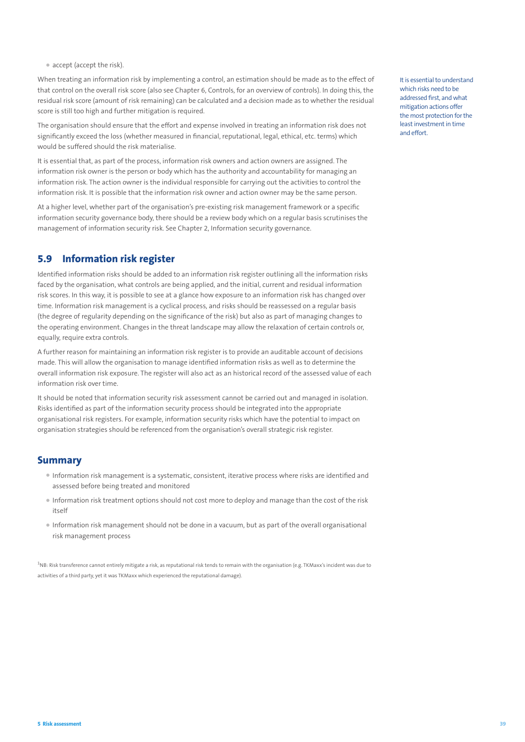- accept (accept the risk).

When treating an information risk by implementing a control, an estimation should be made as to the effect of that control on the overall risk score (also see Chapter 6, Controls, for an overview of controls). In doing this, the residual risk score (amount of risk remaining) can be calculated and a decision made as to whether the residual score is still too high and further mitigation is required.

The organisation should ensure that the effort and expense involved in treating an information risk does not significantly exceed the loss (whether measured in financial, reputational, legal, ethical, etc. terms) which would be suffered should the risk materialise.

It is essential that, as part of the process, information risk owners and action owners are assigned. The information risk owner is the person or body which has the authority and accountability for managing an information risk. The action owner is the individual responsible for carrying out the activities to control the information risk. It is possible that the information risk owner and action owner may be the same person.

At a higher level, whether part of the organisation's pre-existing risk management framework or a specific information security governance body, there should be a review body which on a regular basis scrutinises the management of information security risk. See Chapter 2, Information security governance.

It is essential to understand which risks need to be addressed first, and what mitigation actions offer the most protection for the least investment in time and effort.

## 5.9 Information risk register

Identified information risks should be added to an information risk register outlining all the information risks faced by the organisation, what controls are being applied, and the initial, current and residual information risk scores. In this way, it is possible to see at a glance how exposure to an information risk has changed over time. Information risk management is a cyclical process, and risks should be reassessed on a regular basis (the degree of regularity depending on the significance of the risk) but also as part of managing changes to the operating environment. Changes in the threat landscape may allow the relaxation of certain controls or, equally, require extra controls.

A further reason for maintaining an information risk register is to provide an auditable account of decisions made. This will allow the organisation to manage identified information risks as well as to determine the overall information risk exposure. The register will also act as an historical record of the assessed value of each information risk over time.

It should be noted that information security risk assessment cannot be carried out and managed in isolation. Risks identified as part of the information security process should be integrated into the appropriate organisational risk registers. For example, information security risks which have the potential to impact on organisation strategies should be referenced from the organisation's overall strategic risk register.

## Summary

- Information risk management is a systematic, consistent, iterative process where risks are identified and assessed before being treated and monitored
- Information risk treatment options should not cost more to deploy and manage than the cost of the risk itself
- Information risk management should not be done in a vacuum, but as part of the overall organisational risk management process

[1]NB: Risk transference cannot entirely mitigate a risk, as reputational risk tends to remain with the organisation (e.g. TKMaxx's incident was due to activities of a third party, yet it was TKMaxx which experienced the reputational damage).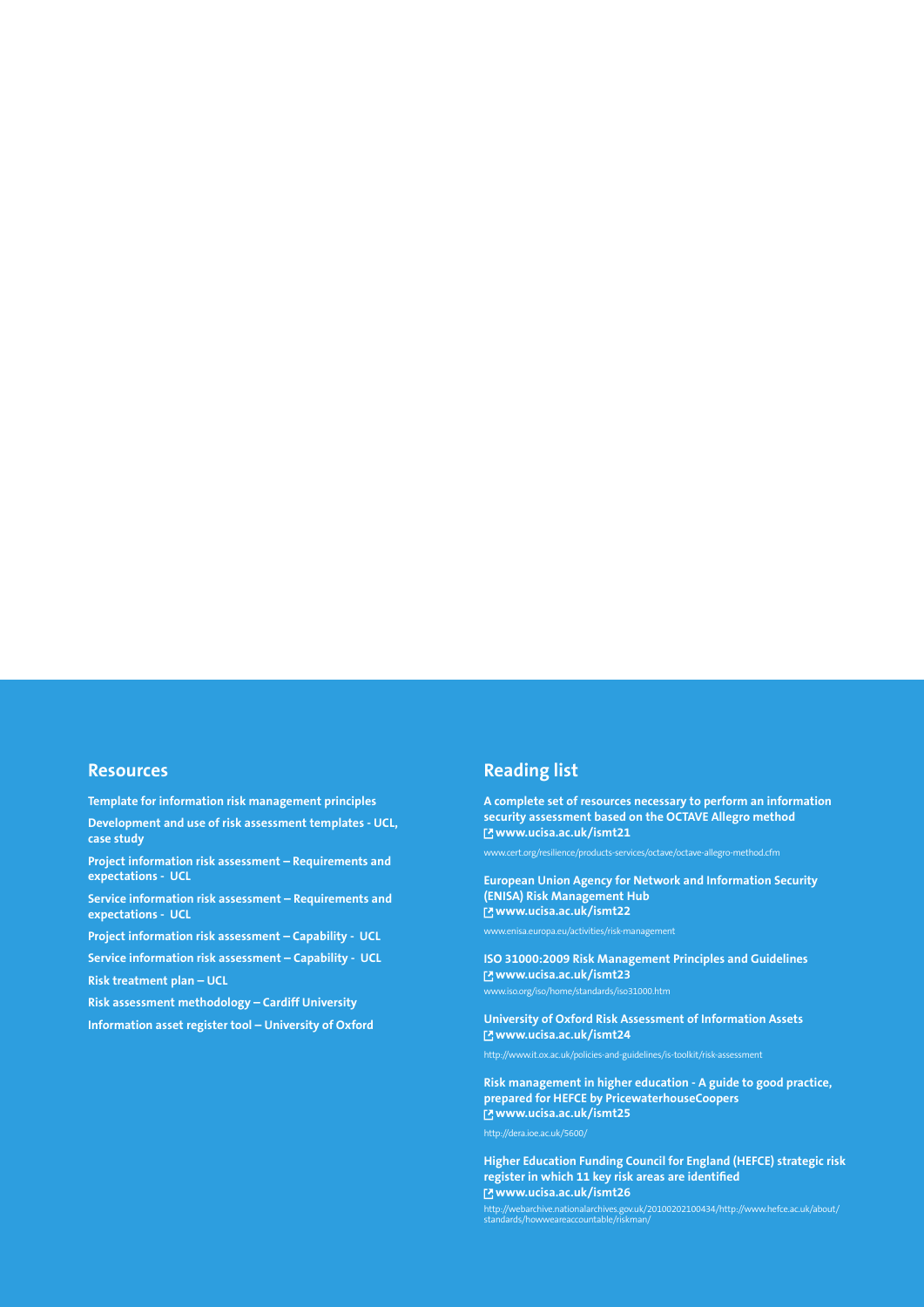## Resources

**Template for information risk management principles**

**Development and use of risk assessment templates - UCL, case study**

**Project information risk assessment – Requirements and expectations - UCL**

**Service information risk assessment – Requirements and expectations - UCL**

**Project information risk assessment – Capability - UCL**

**Service information risk assessment – Capability - UCL**

**Risk treatment plan – UCL**

**Risk assessment methodology – Cardiff University**

**Information asset register tool – University of Oxford**

## Reading list

**A complete set of resources necessary to perform an information security assessment based on the OCTAVE Allegro method**
**www.ucisa.ac.uk/ismt21**

www.cert.org/resilience/products-services/octave/octave-allegro-method.cfm

**European Union Agency for Network and Information Security (ENISA) Risk Management Hub**
**www.ucisa.ac.uk/ismt22**

www.enisa.europa.eu/activities/risk-management

**ISO 31000:2009 Risk Management Principles and Guidelines**
**www.ucisa.ac.uk/ismt23**

www.iso.org/iso/home/standards/iso31000.htm

**University of Oxford Risk Assessment of Information Assets**
**www.ucisa.ac.uk/ismt24**

http://www.it.ox.ac.uk/policies-and-guidelines/is-toolkit/risk-assessment

**Risk management in higher education - A guide to good practice, prepared for HEFCE by PricewaterhouseCoopers**
**www.ucisa.ac.uk/ismt25**

http://dera.ioe.ac.uk/5600/

**Higher Education Funding Council for England (HEFCE) strategic risk register in which 11 key risk areas are identified**
**www.ucisa.ac.uk/ismt26**

http://webarchive.nationalarchives.gov.uk/20100202100434/http://www.hefce.ac.uk/about/standards/howweareaccountable/riskman/